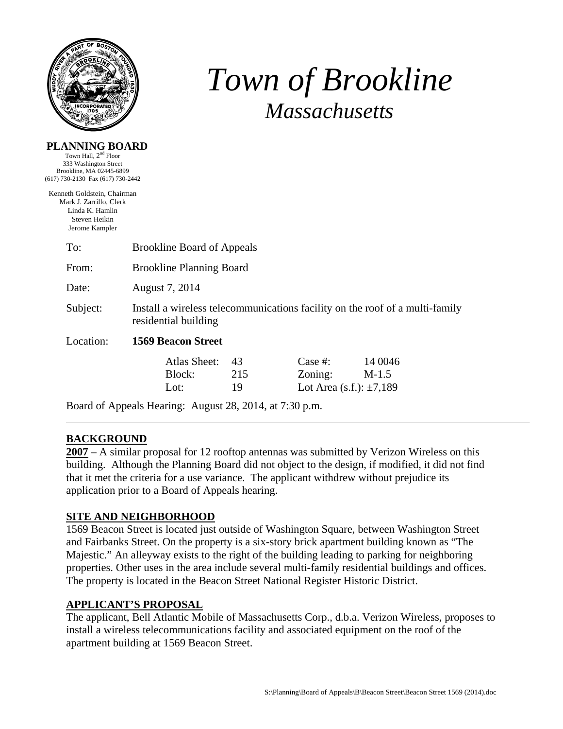# *Town of Brookline*

## *Massachusetts*

**PLANNING BOARD**
Town Hall, 2nd Floor
333 Washington Street
Brookline, MA 02445-6899
(617) 730-2130 Fax (617) 730-2442

Kenneth Goldstein, Chairman
Mark J. Zarrillo, Clerk
Linda K. Hamlin
Steven Heikin
Jerome Kampler

To: Brookline Board of Appeals

From: Brookline Planning Board

Date: August 7, 2014

Subject: Install a wireless telecommunications facility on the roof of a multi-family residential building

Location: **1569 Beacon Street**

| | | | |
|---|---|---|---|
| Atlas Sheet: | 43 | Case #: | 14 0046 |
| Block: | 215 | Zoning: | M-1.5 |
| Lot: | 19 | Lot Area (s.f.): | ±7,189 |

Board of Appeals Hearing: August 28, 2014, at 7:30 p.m.

---

## BACKGROUND

**2007** – A similar proposal for 12 rooftop antennas was submitted by Verizon Wireless on this building. Although the Planning Board did not object to the design, if modified, it did not find that it met the criteria for a use variance. The applicant withdrew without prejudice its application prior to a Board of Appeals hearing.

## SITE AND NEIGHBORHOOD

1569 Beacon Street is located just outside of Washington Square, between Washington Street and Fairbanks Street. On the property is a six-story brick apartment building known as "The Majestic." An alleyway exists to the right of the building leading to parking for neighboring properties. Other uses in the area include several multi-family residential buildings and offices. The property is located in the Beacon Street National Register Historic District.

## APPLICANT'S PROPOSAL

The applicant, Bell Atlantic Mobile of Massachusetts Corp., d.b.a. Verizon Wireless, proposes to install a wireless telecommunications facility and associated equipment on the roof of the apartment building at 1569 Beacon Street.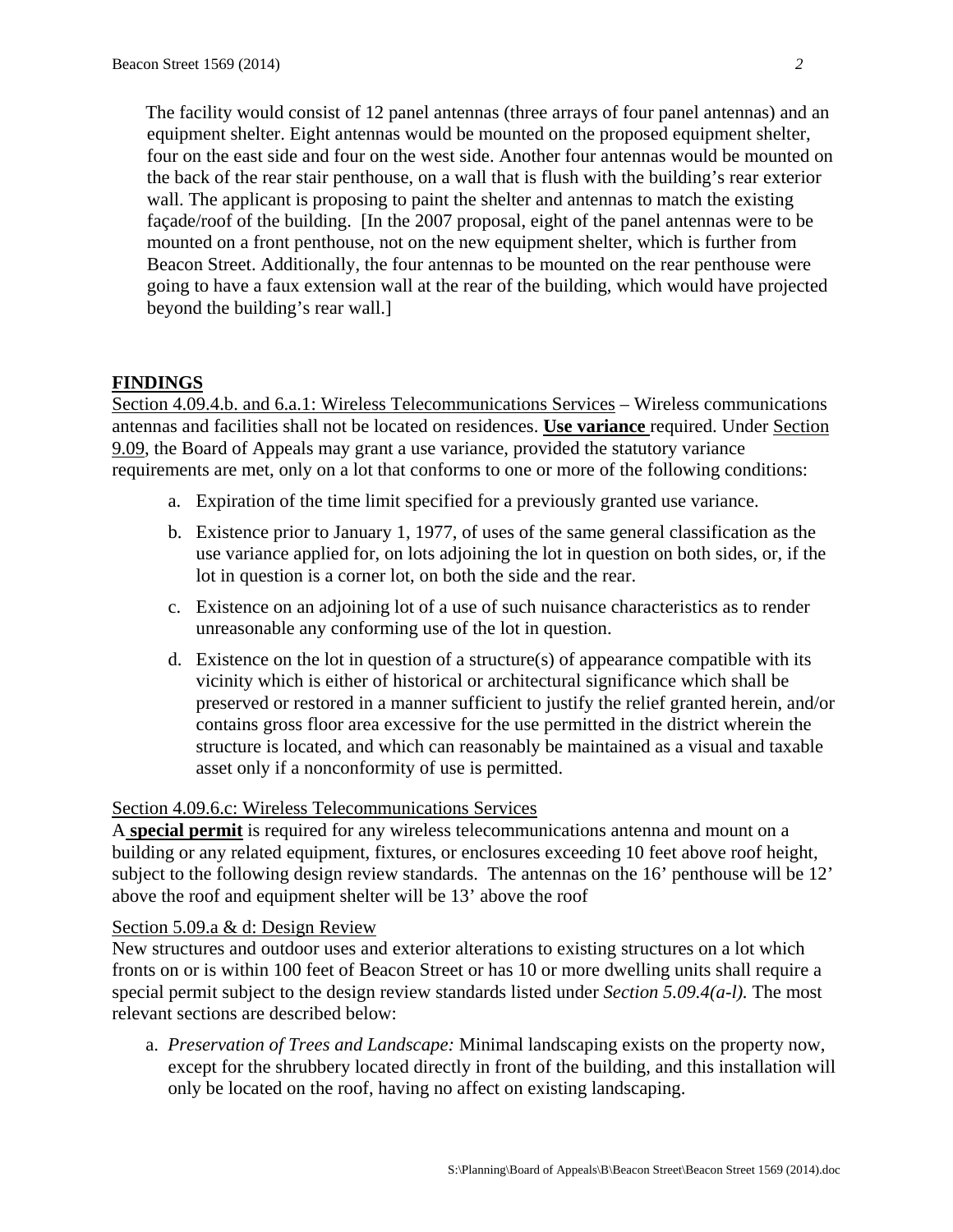The facility would consist of 12 panel antennas (three arrays of four panel antennas) and an equipment shelter. Eight antennas would be mounted on the proposed equipment shelter, four on the east side and four on the west side. Another four antennas would be mounted on the back of the rear stair penthouse, on a wall that is flush with the building's rear exterior wall. The applicant is proposing to paint the shelter and antennas to match the existing façade/roof of the building. [In the 2007 proposal, eight of the panel antennas were to be mounted on a front penthouse, not on the new equipment shelter, which is further from Beacon Street. Additionally, the four antennas to be mounted on the rear penthouse were going to have a faux extension wall at the rear of the building, which would have projected beyond the building's rear wall.]

## FINDINGS

Section 4.09.4.b. and 6.a.1: Wireless Telecommunications Services – Wireless communications antennas and facilities shall not be located on residences. **Use variance** required. Under Section 9.09, the Board of Appeals may grant a use variance, provided the statutory variance requirements are met, only on a lot that conforms to one or more of the following conditions:

a. Expiration of the time limit specified for a previously granted use variance.

b. Existence prior to January 1, 1977, of uses of the same general classification as the use variance applied for, on lots adjoining the lot in question on both sides, or, if the lot in question is a corner lot, on both the side and the rear.

c. Existence on an adjoining lot of a use of such nuisance characteristics as to render unreasonable any conforming use of the lot in question.

d. Existence on the lot in question of a structure(s) of appearance compatible with its vicinity which is either of historical or architectural significance which shall be preserved or restored in a manner sufficient to justify the relief granted herein, and/or contains gross floor area excessive for the use permitted in the district wherein the structure is located, and which can reasonably be maintained as a visual and taxable asset only if a nonconformity of use is permitted.

Section 4.09.6.c: Wireless Telecommunications Services

A **special permit** is required for any wireless telecommunications antenna and mount on a building or any related equipment, fixtures, or enclosures exceeding 10 feet above roof height, subject to the following design review standards. The antennas on the 16' penthouse will be 12' above the roof and equipment shelter will be 13' above the roof

Section 5.09.a & d: Design Review

New structures and outdoor uses and exterior alterations to existing structures on a lot which fronts on or is within 100 feet of Beacon Street or has 10 or more dwelling units shall require a special permit subject to the design review standards listed under *Section 5.09.4(a-l).* The most relevant sections are described below:

a. *Preservation of Trees and Landscape:* Minimal landscaping exists on the property now, except for the shrubbery located directly in front of the building, and this installation will only be located on the roof, having no affect on existing landscaping.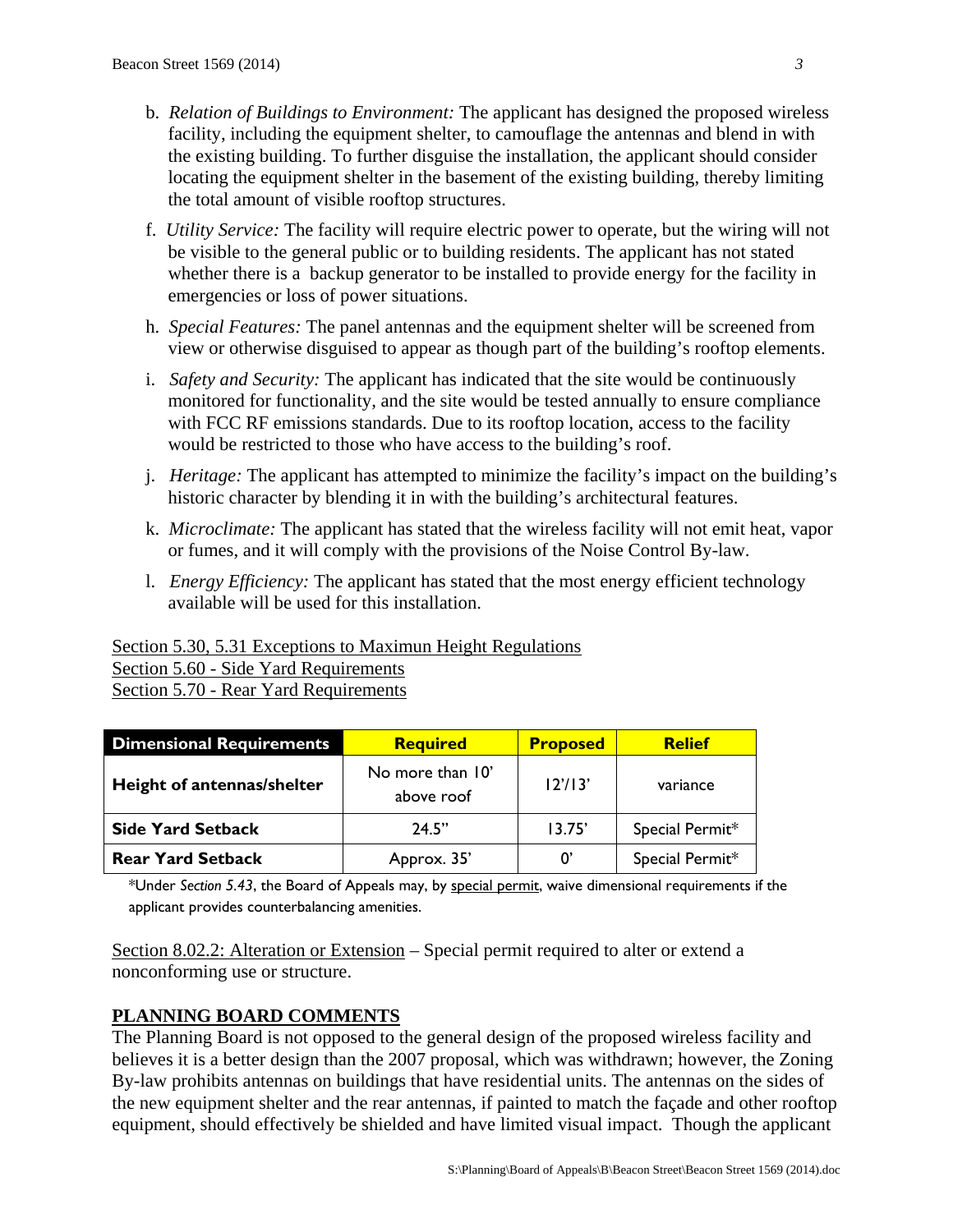b. *Relation of Buildings to Environment:* The applicant has designed the proposed wireless facility, including the equipment shelter, to camouflage the antennas and blend in with the existing building. To further disguise the installation, the applicant should consider locating the equipment shelter in the basement of the existing building, thereby limiting the total amount of visible rooftop structures.

f. *Utility Service:* The facility will require electric power to operate, but the wiring will not be visible to the general public or to building residents. The applicant has not stated whether there is a backup generator to be installed to provide energy for the facility in emergencies or loss of power situations.

h. *Special Features:* The panel antennas and the equipment shelter will be screened from view or otherwise disguised to appear as though part of the building's rooftop elements.

i. *Safety and Security:* The applicant has indicated that the site would be continuously monitored for functionality, and the site would be tested annually to ensure compliance with FCC RF emissions standards. Due to its rooftop location, access to the facility would be restricted to those who have access to the building's roof.

j. *Heritage:* The applicant has attempted to minimize the facility's impact on the building's historic character by blending it in with the building's architectural features.

k. *Microclimate:* The applicant has stated that the wireless facility will not emit heat, vapor or fumes, and it will comply with the provisions of the Noise Control By-law.

l. *Energy Efficiency:* The applicant has stated that the most energy efficient technology available will be used for this installation.

<u>Section 5.30, 5.31 Exceptions to Maximun Height Regulations</u>
<u>Section 5.60 - Side Yard Requirements</u>
<u>Section 5.70 - Rear Yard Requirements</u>

| Dimensional Requirements | Required | Proposed | Relief |
|---|---|---|---|
| **Height of antennas/shelter** | No more than 10' above roof | 12'/13' | variance |
| **Side Yard Setback** | 24.5" | 13.75' | Special Permit* |
| **Rear Yard Setback** | Approx. 35' | 0' | Special Permit* |

*Under *Section 5.43*, the Board of Appeals may, by <u>special permit</u>, waive dimensional requirements if the applicant provides counterbalancing amenities.

<u>Section 8.02.2: Alteration or Extension</u> – Special permit required to alter or extend a nonconforming use or structure.

## PLANNING BOARD COMMENTS

The Planning Board is not opposed to the general design of the proposed wireless facility and believes it is a better design than the 2007 proposal, which was withdrawn; however, the Zoning By-law prohibits antennas on buildings that have residential units. The antennas on the sides of the new equipment shelter and the rear antennas, if painted to match the façade and other rooftop equipment, should effectively be shielded and have limited visual impact. Though the applicant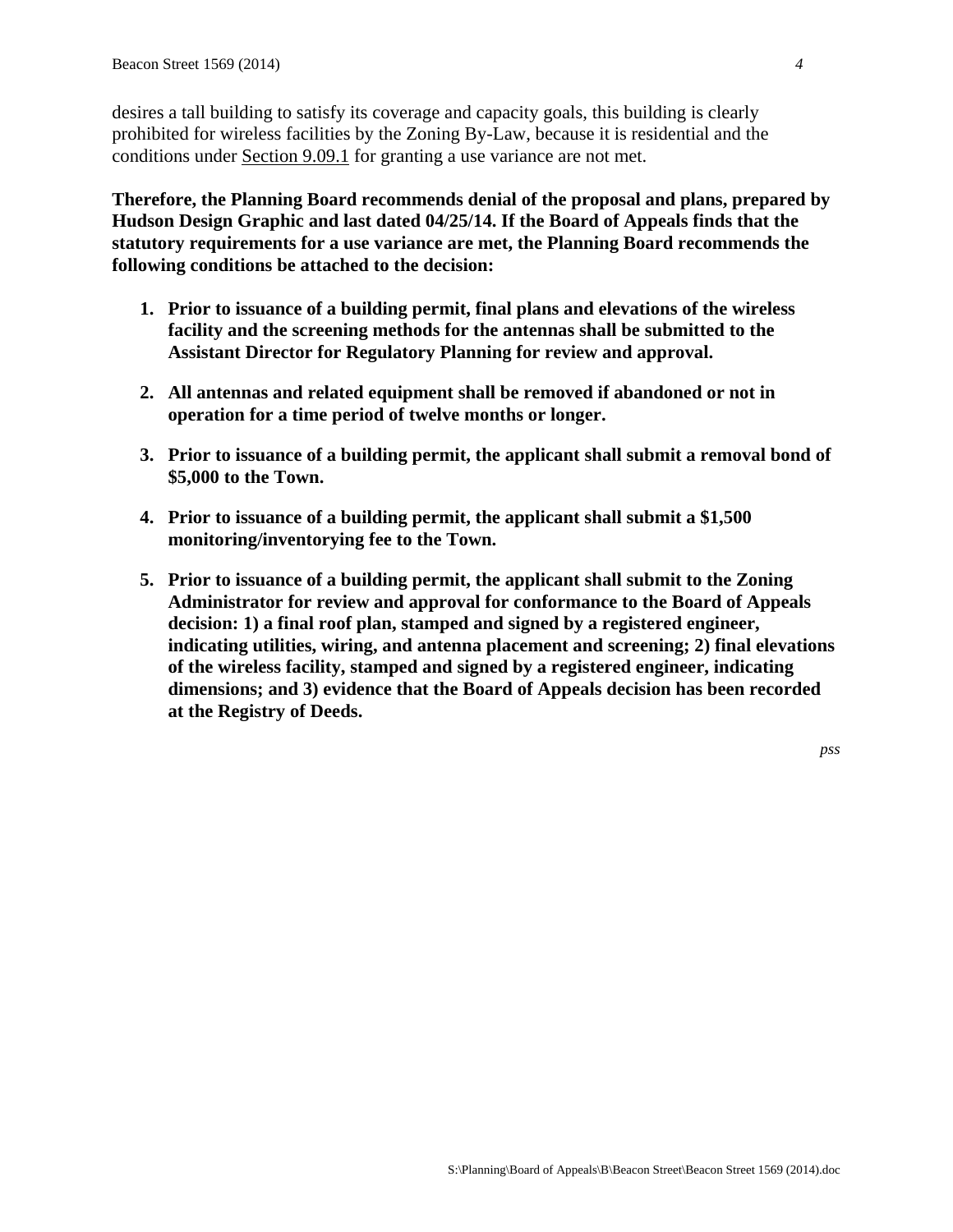desires a tall building to satisfy its coverage and capacity goals, this building is clearly prohibited for wireless facilities by the Zoning By-Law, because it is residential and the conditions under Section 9.09.1 for granting a use variance are not met.

**Therefore, the Planning Board recommends denial of the proposal and plans, prepared by Hudson Design Graphic and last dated 04/25/14. If the Board of Appeals finds that the statutory requirements for a use variance are met, the Planning Board recommends the following conditions be attached to the decision:**

1. **Prior to issuance of a building permit, final plans and elevations of the wireless facility and the screening methods for the antennas shall be submitted to the Assistant Director for Regulatory Planning for review and approval.**

2. **All antennas and related equipment shall be removed if abandoned or not in operation for a time period of twelve months or longer.**

3. **Prior to issuance of a building permit, the applicant shall submit a removal bond of $5,000 to the Town.**

4. **Prior to issuance of a building permit, the applicant shall submit a $1,500 monitoring/inventorying fee to the Town.**

5. **Prior to issuance of a building permit, the applicant shall submit to the Zoning Administrator for review and approval for conformance to the Board of Appeals decision: 1) a final roof plan, stamped and signed by a registered engineer, indicating utilities, wiring, and antenna placement and screening; 2) final elevations of the wireless facility, stamped and signed by a registered engineer, indicating dimensions; and 3) evidence that the Board of Appeals decision has been recorded at the Registry of Deeds.**

*pss*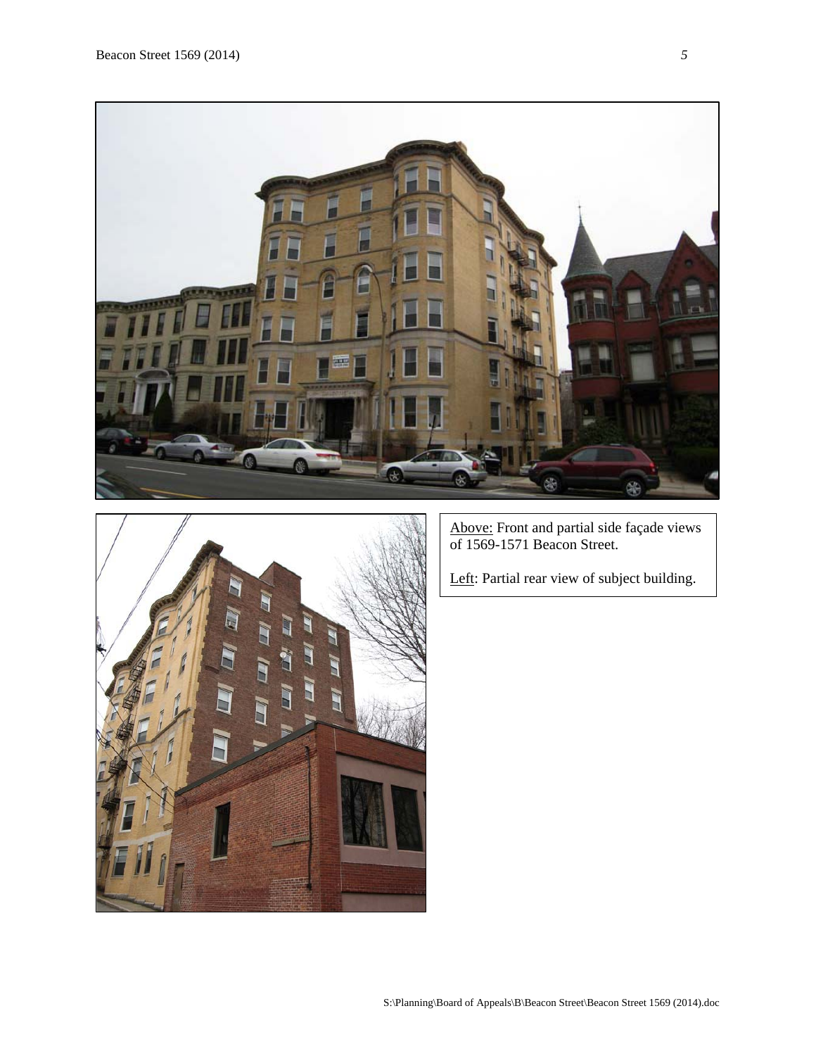Above: Front and partial side façade views of 1569-1571 Beacon Street.

Left: Partial rear view of subject building.